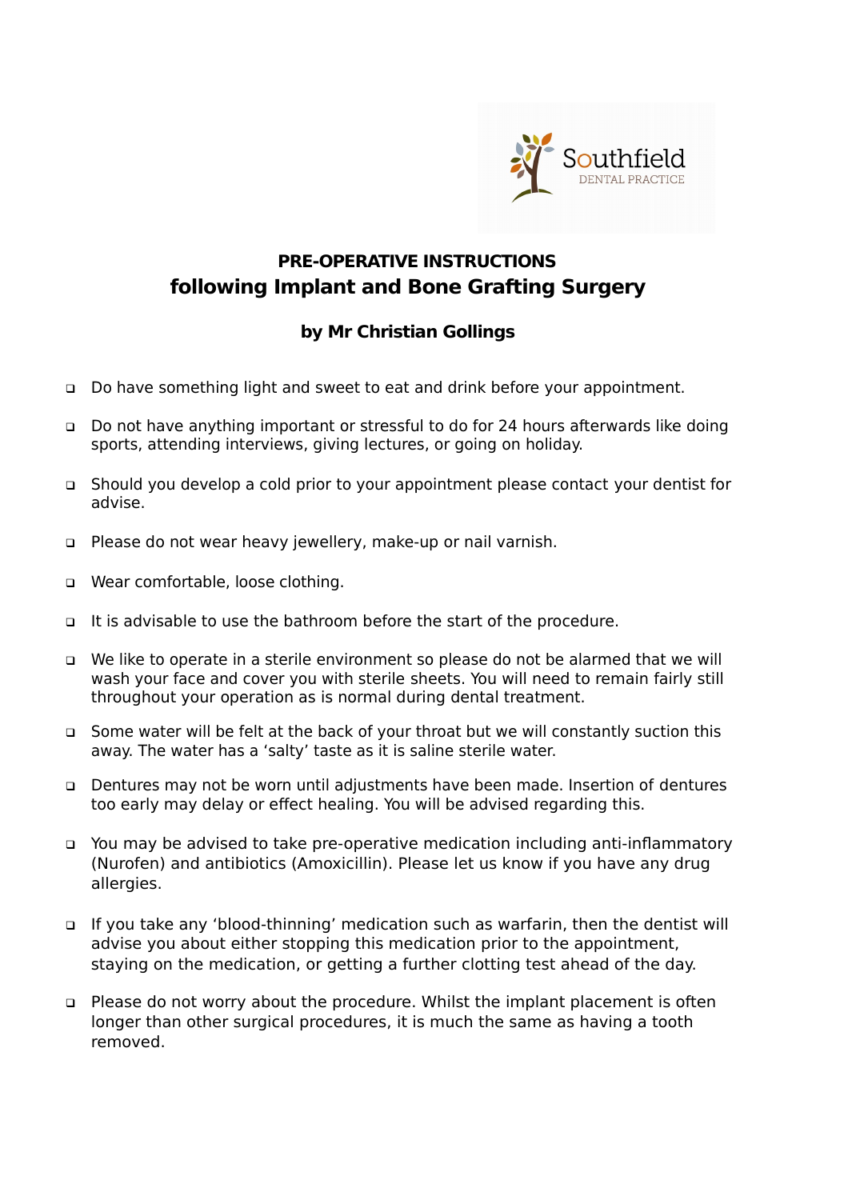Southfield
DENTAL PRACTICE

# PRE-OPERATIVE INSTRUCTIONS
# following Implant and Bone Grafting Surgery

### by Mr Christian Gollings

- Do have something light and sweet to eat and drink before your appointment.
- Do not have anything important or stressful to do for 24 hours afterwards like doing sports, attending interviews, giving lectures, or going on holiday.
- Should you develop a cold prior to your appointment please contact your dentist for advise.
- Please do not wear heavy jewellery, make-up or nail varnish.
- Wear comfortable, loose clothing.
- It is advisable to use the bathroom before the start of the procedure.
- We like to operate in a sterile environment so please do not be alarmed that we will wash your face and cover you with sterile sheets. You will need to remain fairly still throughout your operation as is normal during dental treatment.
- Some water will be felt at the back of your throat but we will constantly suction this away. The water has a 'salty' taste as it is saline sterile water.
- Dentures may not be worn until adjustments have been made. Insertion of dentures too early may delay or effect healing. You will be advised regarding this.
- You may be advised to take pre-operative medication including anti-inflammatory (Nurofen) and antibiotics (Amoxicillin). Please let us know if you have any drug allergies.
- If you take any 'blood-thinning' medication such as warfarin, then the dentist will advise you about either stopping this medication prior to the appointment, staying on the medication, or getting a further clotting test ahead of the day.
- Please do not worry about the procedure. Whilst the implant placement is often longer than other surgical procedures, it is much the same as having a tooth removed.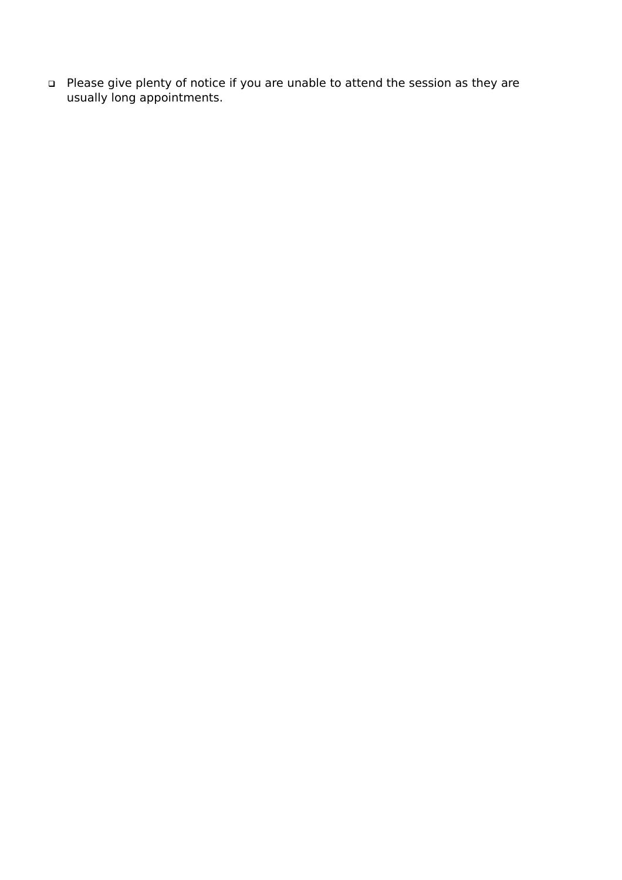- Please give plenty of notice if you are unable to attend the session as they are usually long appointments.